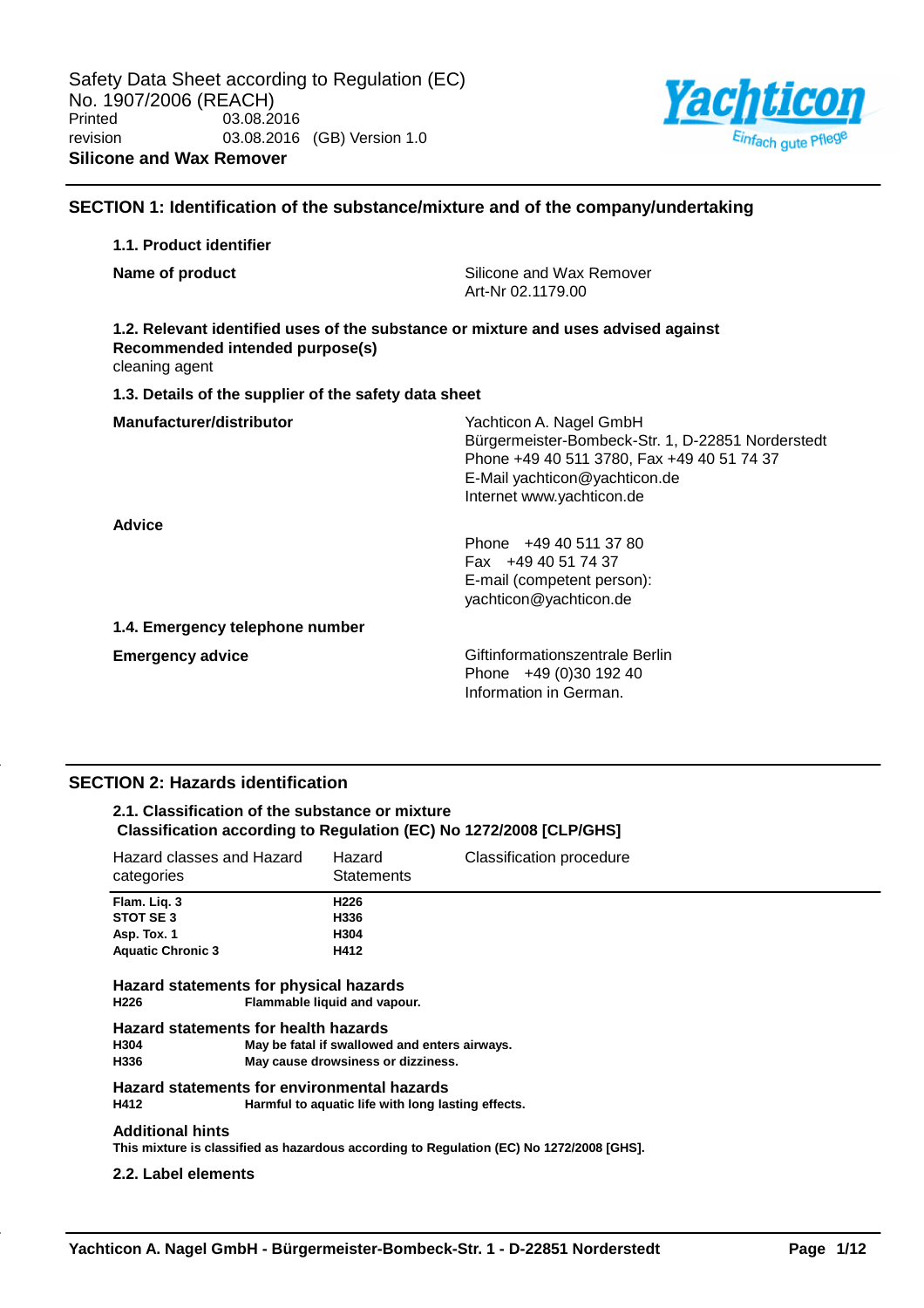Safety Data Sheet according to Regulation (EC) No. 1907/2006 (REACH)

Printed 03.08.2016

revision 03.08.2016 (GB) Version 1.0

**Silicone and Wax Remover**

## SECTION 1: Identification of the substance/mixture and of the company/undertaking

### 1.1. Product identifier

**Name of product**

Silicone and Wax Remover
Art-Nr 02.1179.00

### 1.2. Relevant identified uses of the substance or mixture and uses advised against

**Recommended intended purpose(s)**

cleaning agent

### 1.3. Details of the supplier of the safety data sheet

**Manufacturer/distributor**

Yachticon A. Nagel GmbH
Bürgermeister-Bombeck-Str. 1, D-22851 Norderstedt
Phone +49 40 511 3780, Fax +49 40 51 74 37
E-Mail yachticon@yachticon.de
Internet www.yachticon.de

**Advice**

Phone +49 40 511 37 80
Fax +49 40 51 74 37
E-mail (competent person):
yachticon@yachticon.de

### 1.4. Emergency telephone number

**Emergency advice**

Giftinformationszentrale Berlin
Phone +49 (0)30 192 40
Information in German.

## SECTION 2: Hazards identification

### 2.1. Classification of the substance or mixture

**Classification according to Regulation (EC) No 1272/2008 [CLP/GHS]**

| Hazard classes and Hazard categories | Hazard Statements | Classification procedure |
|---|---|---|
| **Flam. Liq. 3** | **H226** | |
| **STOT SE 3** | **H336** | |
| **Asp. Tox. 1** | **H304** | |
| **Aquatic Chronic 3** | **H412** | |

**Hazard statements for physical hazards**

**H226** Flammable liquid and vapour.

**Hazard statements for health hazards**

**H304** May be fatal if swallowed and enters airways.

**H336** May cause drowsiness or dizziness.

**Hazard statements for environmental hazards**

**H412** Harmful to aquatic life with long lasting effects.

**Additional hints**

**This mixture is classified as hazardous according to Regulation (EC) No 1272/2008 [GHS].**

### 2.2. Label elements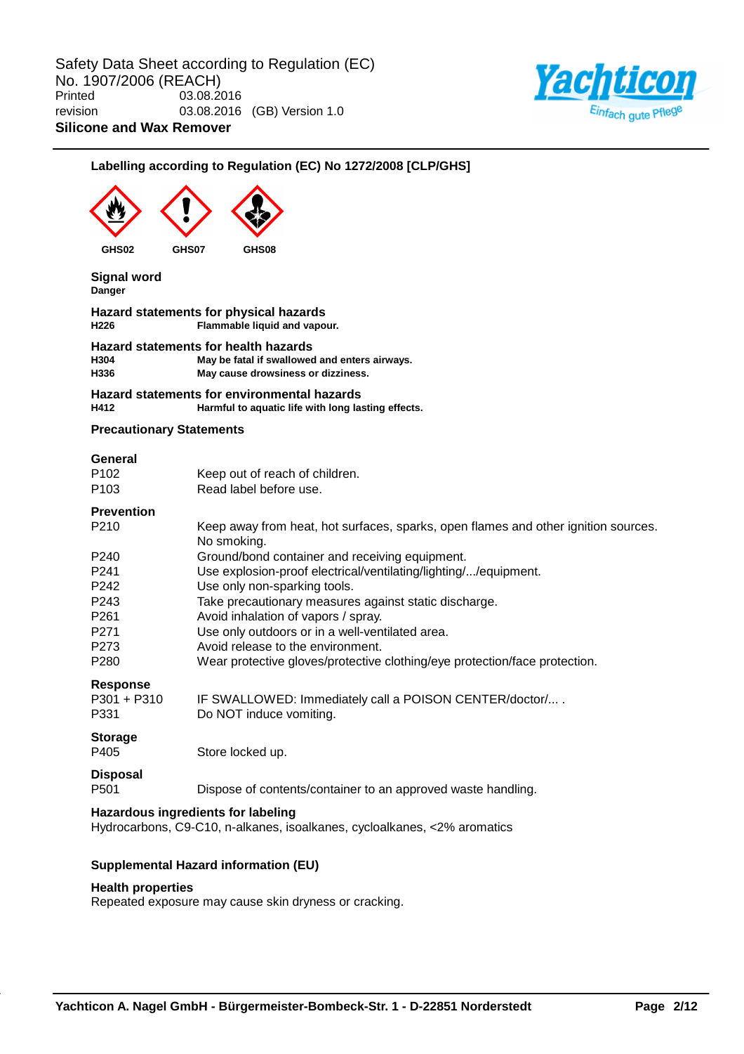## Labelling according to Regulation (EC) No 1272/2008 [CLP/GHS]

GHS02 GHS07 GHS08

**Signal word**
**Danger**

**Hazard statements for physical hazards**

| | |
|---|---|
| **H226** | **Flammable liquid and vapour.** |

**Hazard statements for health hazards**

| | |
|---|---|
| **H304** | **May be fatal if swallowed and enters airways.** |
| **H336** | **May cause drowsiness or dizziness.** |

**Hazard statements for environmental hazards**

| | |
|---|---|
| **H412** | **Harmful to aquatic life with long lasting effects.** |

**Precautionary Statements**

**General**

| | |
|---|---|
| P102 | Keep out of reach of children. |
| P103 | Read label before use. |

**Prevention**

| | |
|---|---|
| P210 | Keep away from heat, hot surfaces, sparks, open flames and other ignition sources. No smoking. |
| P240 | Ground/bond container and receiving equipment. |
| P241 | Use explosion-proof electrical/ventilating/lighting/.../equipment. |
| P242 | Use only non-sparking tools. |
| P243 | Take precautionary measures against static discharge. |
| P261 | Avoid inhalation of vapors / spray. |
| P271 | Use only outdoors or in a well-ventilated area. |
| P273 | Avoid release to the environment. |
| P280 | Wear protective gloves/protective clothing/eye protection/face protection. |

**Response**

| | |
|---|---|
| P301 + P310 | IF SWALLOWED: Immediately call a POISON CENTER/doctor/... . |
| P331 | Do NOT induce vomiting. |

**Storage**

| | |
|---|---|
| P405 | Store locked up. |

**Disposal**

| | |
|---|---|
| P501 | Dispose of contents/container to an approved waste handling. |

**Hazardous ingredients for labeling**
Hydrocarbons, C9-C10, n-alkanes, isoalkanes, cycloalkanes, <2% aromatics

**Supplemental Hazard information (EU)**

**Health properties**
Repeated exposure may cause skin dryness or cracking.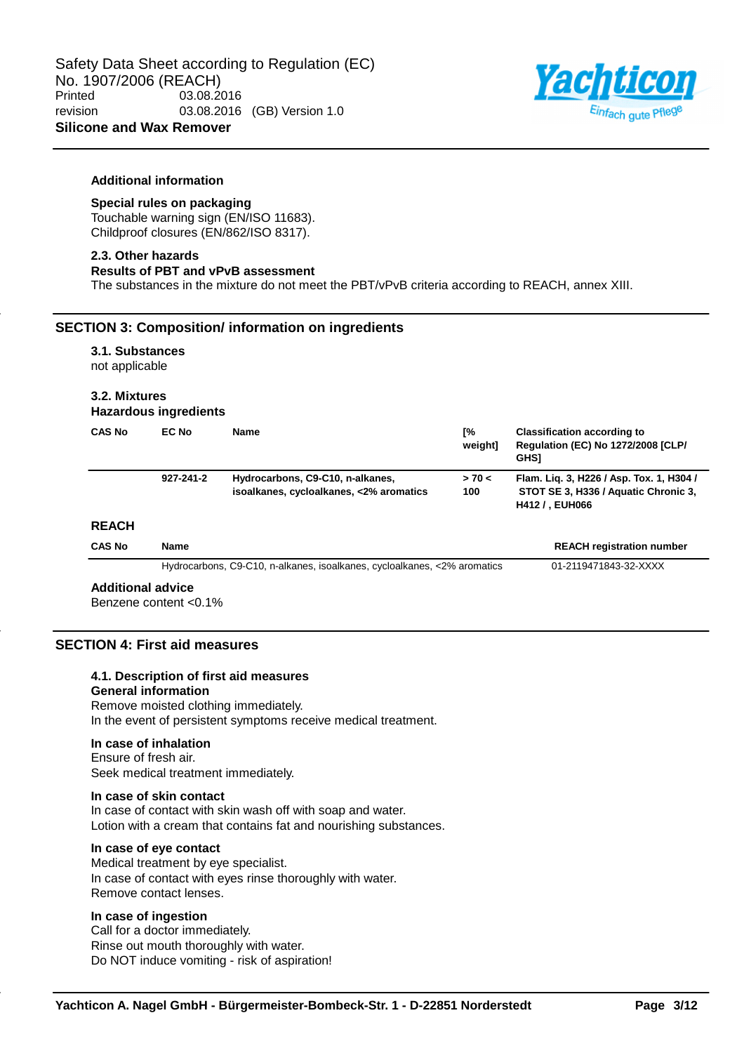#### Additional information

**Special rules on packaging**
Touchable warning sign (EN/ISO 11683).
Childproof closures (EN/862/ISO 8317).

#### 2.3. Other hazards

**Results of PBT and vPvB assessment**
The substances in the mixture do not meet the PBT/vPvB criteria according to REACH, annex XIII.

## SECTION 3: Composition/ information on ingredients

#### 3.1. Substances

not applicable

#### 3.2. Mixtures

**Hazardous ingredients**

| CAS No | EC No | Name | [% weight] | Classification according to Regulation (EC) No 1272/2008 [CLP/ GHS] |
|---|---|---|---|---|
| | 927-241-2 | Hydrocarbons, C9-C10, n-alkanes, isoalkanes, cycloalkanes, <2% aromatics | > 70 < 100 | Flam. Liq. 3, H226 / Asp. Tox. 1, H304 / STOT SE 3, H336 / Aquatic Chronic 3, H412 / , EUH066 |

**REACH**

| CAS No | Name | REACH registration number |
|---|---|---|
| | Hydrocarbons, C9-C10, n-alkanes, isoalkanes, cycloalkanes, <2% aromatics | 01-2119471843-32-XXXX |

**Additional advice**
Benzene content <0.1%

## SECTION 4: First aid measures

#### 4.1. Description of first aid measures

**General information**
Remove moisted clothing immediately.
In the event of persistent symptoms receive medical treatment.

**In case of inhalation**
Ensure of fresh air.
Seek medical treatment immediately.

**In case of skin contact**
In case of contact with skin wash off with soap and water.
Lotion with a cream that contains fat and nourishing substances.

**In case of eye contact**
Medical treatment by eye specialist.
In case of contact with eyes rinse thoroughly with water.
Remove contact lenses.

**In case of ingestion**
Call for a doctor immediately.
Rinse out mouth thoroughly with water.
Do NOT induce vomiting - risk of aspiration!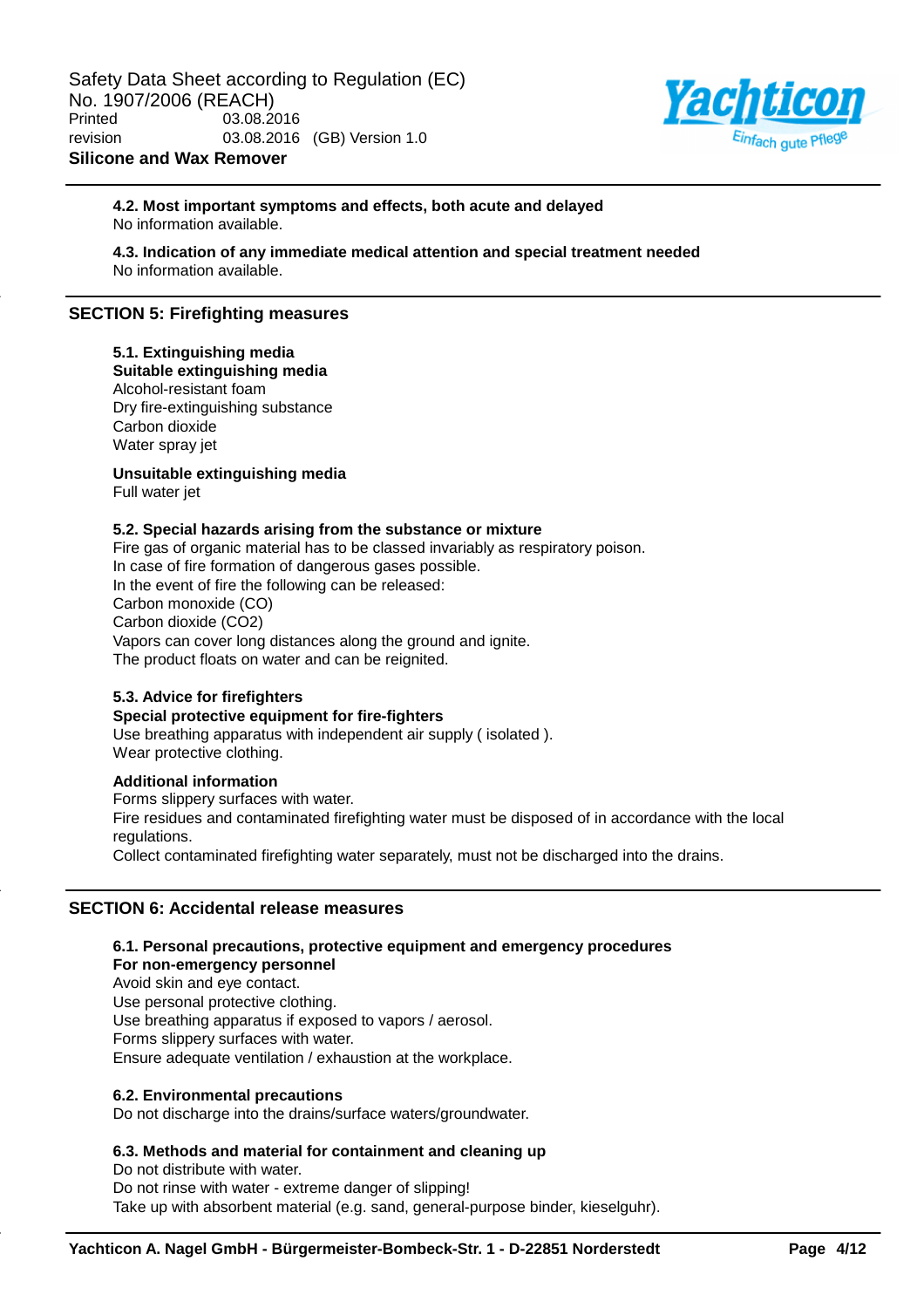**4.2. Most important symptoms and effects, both acute and delayed**
No information available.

**4.3. Indication of any immediate medical attention and special treatment needed**
No information available.

## SECTION 5: Firefighting measures

**5.1. Extinguishing media**
**Suitable extinguishing media**
Alcohol-resistant foam
Dry fire-extinguishing substance
Carbon dioxide
Water spray jet

**Unsuitable extinguishing media**
Full water jet

**5.2. Special hazards arising from the substance or mixture**
Fire gas of organic material has to be classed invariably as respiratory poison.
In case of fire formation of dangerous gases possible.
In the event of fire the following can be released:
Carbon monoxide (CO)
Carbon dioxide ($CO_2$)
Vapors can cover long distances along the ground and ignite.
The product floats on water and can be reignited.

**5.3. Advice for firefighters**
**Special protective equipment for fire-fighters**
Use breathing apparatus with independent air supply ( isolated ).
Wear protective clothing.

**Additional information**
Forms slippery surfaces with water.
Fire residues and contaminated firefighting water must be disposed of in accordance with the local regulations.
Collect contaminated firefighting water separately, must not be discharged into the drains.

## SECTION 6: Accidental release measures

**6.1. Personal precautions, protective equipment and emergency procedures**
**For non-emergency personnel**
Avoid skin and eye contact.
Use personal protective clothing.
Use breathing apparatus if exposed to vapors / aerosol.
Forms slippery surfaces with water.
Ensure adequate ventilation / exhaustion at the workplace.

**6.2. Environmental precautions**
Do not discharge into the drains/surface waters/groundwater.

**6.3. Methods and material for containment and cleaning up**
Do not distribute with water.
Do not rinse with water - extreme danger of slipping!
Take up with absorbent material (e.g. sand, general-purpose binder, kieselguhr).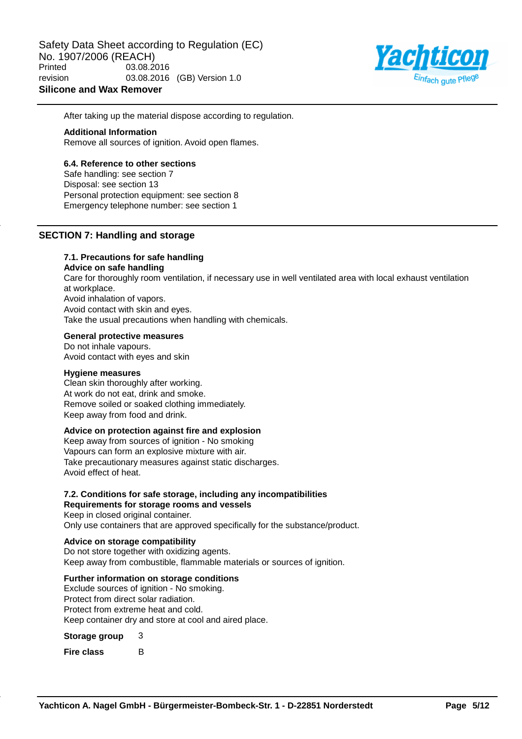After taking up the material dispose according to regulation.

**Additional Information**
Remove all sources of ignition. Avoid open flames.

**6.4. Reference to other sections**
Safe handling: see section 7
Disposal: see section 13
Personal protection equipment: see section 8
Emergency telephone number: see section 1

## SECTION 7: Handling and storage

**7.1. Precautions for safe handling**
**Advice on safe handling**
Care for thoroughly room ventilation, if necessary use in well ventilated area with local exhaust ventilation at workplace.
Avoid inhalation of vapors.
Avoid contact with skin and eyes.
Take the usual precautions when handling with chemicals.

**General protective measures**
Do not inhale vapours.
Avoid contact with eyes and skin

**Hygiene measures**
Clean skin thoroughly after working.
At work do not eat, drink and smoke.
Remove soiled or soaked clothing immediately.
Keep away from food and drink.

**Advice on protection against fire and explosion**
Keep away from sources of ignition - No smoking
Vapours can form an explosive mixture with air.
Take precautionary measures against static discharges.
Avoid effect of heat.

**7.2. Conditions for safe storage, including any incompatibilities**
**Requirements for storage rooms and vessels**
Keep in closed original container.
Only use containers that are approved specifically for the substance/product.

**Advice on storage compatibility**
Do not store together with oxidizing agents.
Keep away from combustible, flammable materials or sources of ignition.

**Further information on storage conditions**
Exclude sources of ignition - No smoking.
Protect from direct solar radiation.
Protect from extreme heat and cold.
Keep container dry and store at cool and aired place.

**Storage group** 3

**Fire class** B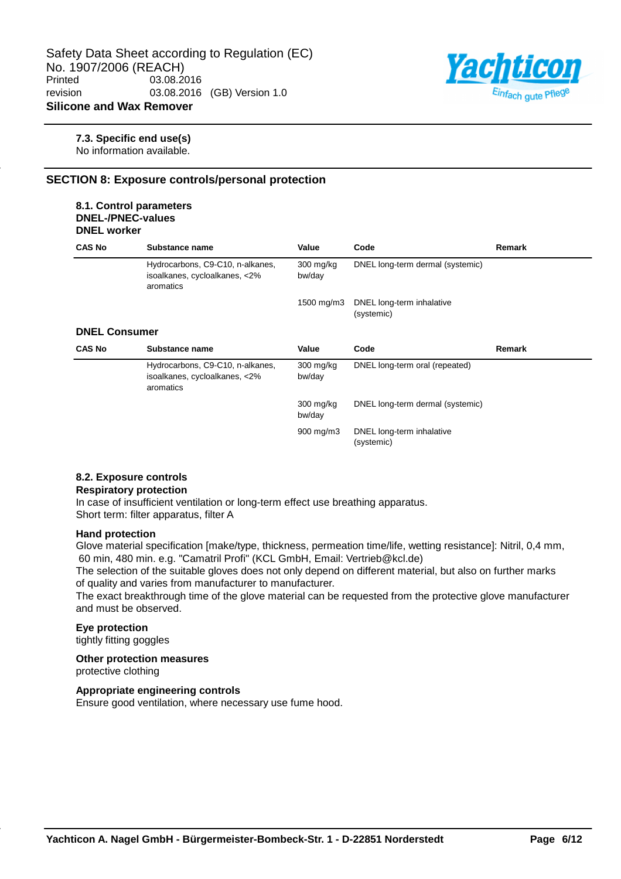### 7.3. Specific end use(s)

No information available.

## SECTION 8: Exposure controls/personal protection

### 8.1. Control parameters

**DNEL-/PNEC-values**

**DNEL worker**

| CAS No | Substance name | Value | Code | Remark |
|---|---|---|---|---|
| | Hydrocarbons, C9-C10, n-alkanes, isoalkanes, cycloalkanes, <2% aromatics | 300 mg/kg bw/day | DNEL long-term dermal (systemic) | |
| | | 1500 mg/m3 | DNEL long-term inhalative (systemic) | |

**DNEL Consumer**

| CAS No | Substance name | Value | Code | Remark |
|---|---|---|---|---|
| | Hydrocarbons, C9-C10, n-alkanes, isoalkanes, cycloalkanes, <2% aromatics | 300 mg/kg bw/day | DNEL long-term oral (repeated) | |
| | | 300 mg/kg bw/day | DNEL long-term dermal (systemic) | |
| | | 900 mg/m3 | DNEL long-term inhalative (systemic) | |

### 8.2. Exposure controls

**Respiratory protection**

In case of insufficient ventilation or long-term effect use breathing apparatus.
Short term: filter apparatus, filter A

**Hand protection**

Glove material specification [make/type, thickness, permeation time/life, wetting resistance]: Nitril, 0,4 mm, 60 min, 480 min. e.g. "Camatril Profi" (KCL GmbH, Email: Vertrieb@kcl.de)
The selection of the suitable gloves does not only depend on different material, but also on further marks of quality and varies from manufacturer to manufacturer.
The exact breakthrough time of the glove material can be requested from the protective glove manufacturer and must be observed.

**Eye protection**

tightly fitting goggles

**Other protection measures**

protective clothing

**Appropriate engineering controls**

Ensure good ventilation, where necessary use fume hood.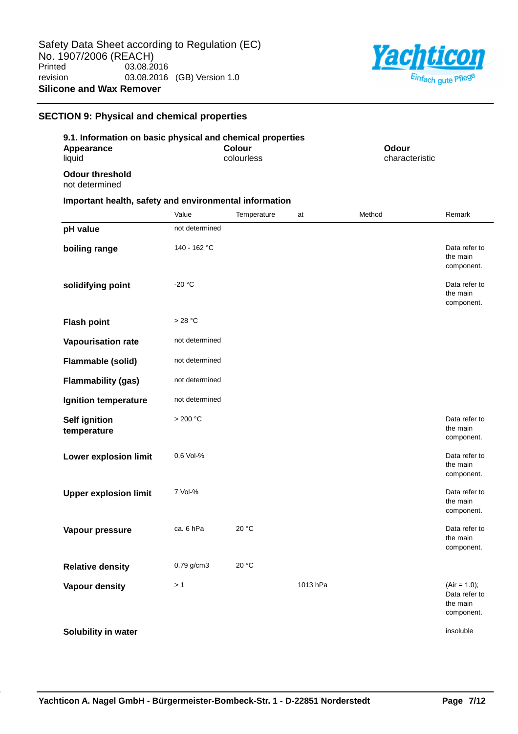## SECTION 9: Physical and chemical properties

### 9.1. Information on basic physical and chemical properties

**Appearance**
liquid

**Colour**
colourless

**Odour**
characteristic

**Odour threshold**
not determined

**Important health, safety and environmental information**

| | Value | Temperature | at | Method | Remark |
|---|---|---|---|---|---|
| **pH value** | not determined | | | | |
| **boiling range** | 140 - 162 °C | | | | Data refer to the main component. |
| **solidifying point** | -20 °C | | | | Data refer to the main component. |
| **Flash point** | > 28 °C | | | | |
| **Vapourisation rate** | not determined | | | | |
| **Flammable (solid)** | not determined | | | | |
| **Flammability (gas)** | not determined | | | | |
| **Ignition temperature** | not determined | | | | |
| **Self ignition temperature** | > 200 °C | | | | Data refer to the main component. |
| **Lower explosion limit** | 0,6 Vol-% | | | | Data refer to the main component. |
| **Upper explosion limit** | 7 Vol-% | | | | Data refer to the main component. |
| **Vapour pressure** | ca. 6 hPa | 20 °C | | | Data refer to the main component. |
| **Relative density** | 0,79 g/cm3 | 20 °C | | | |
| **Vapour density** | > 1 | | 1013 hPa | | (Air = 1.0); Data refer to the main component. |
| **Solubility in water** | | | | | insoluble |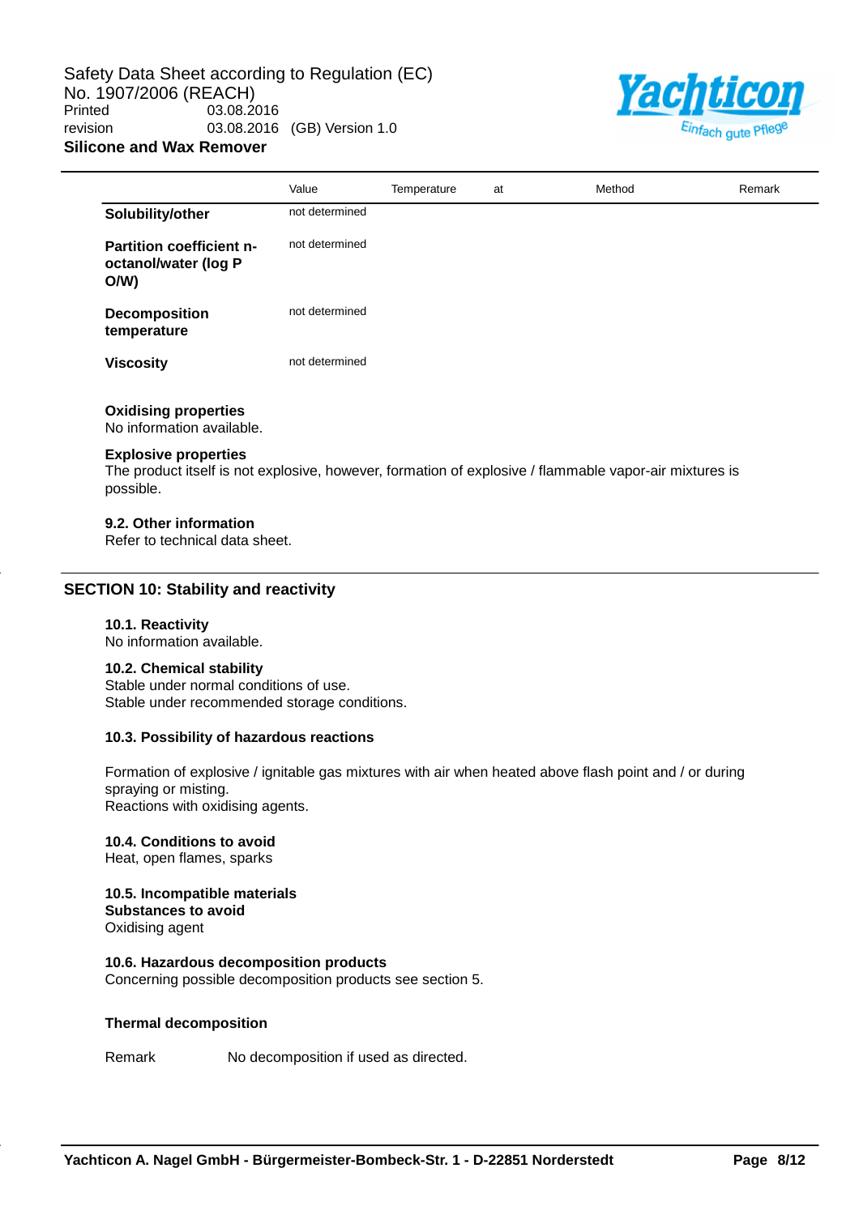| | Value | Temperature | at | Method | Remark |
|---|---|---|---|---|---|
| **Solubility/other** | not determined | | | | |
| **Partition coefficient n-octanol/water (log P O/W)** | not determined | | | | |
| **Decomposition temperature** | not determined | | | | |
| **Viscosity** | not determined | | | | |

**Oxidising properties**
No information available.

**Explosive properties**
The product itself is not explosive, however, formation of explosive / flammable vapor-air mixtures is possible.

**9.2. Other information**
Refer to technical data sheet.

## SECTION 10: Stability and reactivity

**10.1. Reactivity**
No information available.

**10.2. Chemical stability**
Stable under normal conditions of use.
Stable under recommended storage conditions.

**10.3. Possibility of hazardous reactions**

Formation of explosive / ignitable gas mixtures with air when heated above flash point and / or during spraying or misting.
Reactions with oxidising agents.

**10.4. Conditions to avoid**
Heat, open flames, sparks

**10.5. Incompatible materials**
**Substances to avoid**
Oxidising agent

**10.6. Hazardous decomposition products**
Concerning possible decomposition products see section 5.

**Thermal decomposition**

Remark No decomposition if used as directed.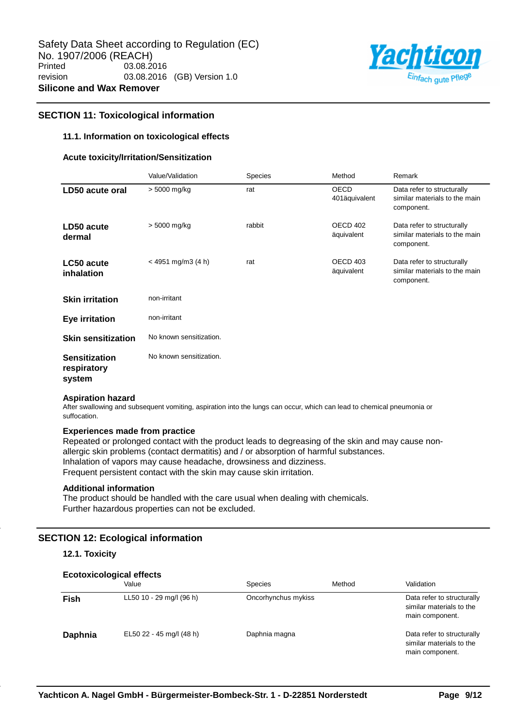## SECTION 11: Toxicological information

### 11.1. Information on toxicological effects

**Acute toxicity/Irritation/Sensitization**

| | Value/Validation | Species | Method | Remark |
|---|---|---|---|---|
| **LD50 acute oral** | > 5000 mg/kg | rat | OECD 401äquivalent | Data refer to structurally similar materials to the main component. |
| **LD50 acute dermal** | > 5000 mg/kg | rabbit | OECD 402 äquivalent | Data refer to structurally similar materials to the main component. |
| **LC50 acute inhalation** | < 4951 mg/m3 (4 h) | rat | OECD 403 äquivalent | Data refer to structurally similar materials to the main component. |
| **Skin irritation** | non-irritant | | | |
| **Eye irritation** | non-irritant | | | |
| **Skin sensitization** | No known sensitization. | | | |
| **Sensitization respiratory system** | No known sensitization. | | | |

**Aspiration hazard**

After swallowing and subsequent vomiting, aspiration into the lungs can occur, which can lead to chemical pneumonia or suffocation.

**Experiences made from practice**

Repeated or prolonged contact with the product leads to degreasing of the skin and may cause non-allergic skin problems (contact dermatitis) and / or absorption of harmful substances.
Inhalation of vapors may cause headache, drowsiness and dizziness.
Frequent persistent contact with the skin may cause skin irritation.

**Additional information**

The product should be handled with the care usual when dealing with chemicals.
Further hazardous properties can not be excluded.

## SECTION 12: Ecological information

### 12.1. Toxicity

**Ecotoxicological effects**

| | Value | Species | Method | Validation |
|---|---|---|---|---|
| **Fish** | LL50 10 - 29 mg/l (96 h) | Oncorhynchus mykiss | | Data refer to structurally similar materials to the main component. |
| **Daphnia** | EL50 22 - 45 mg/l (48 h) | Daphnia magna | | Data refer to structurally similar materials to the main component. |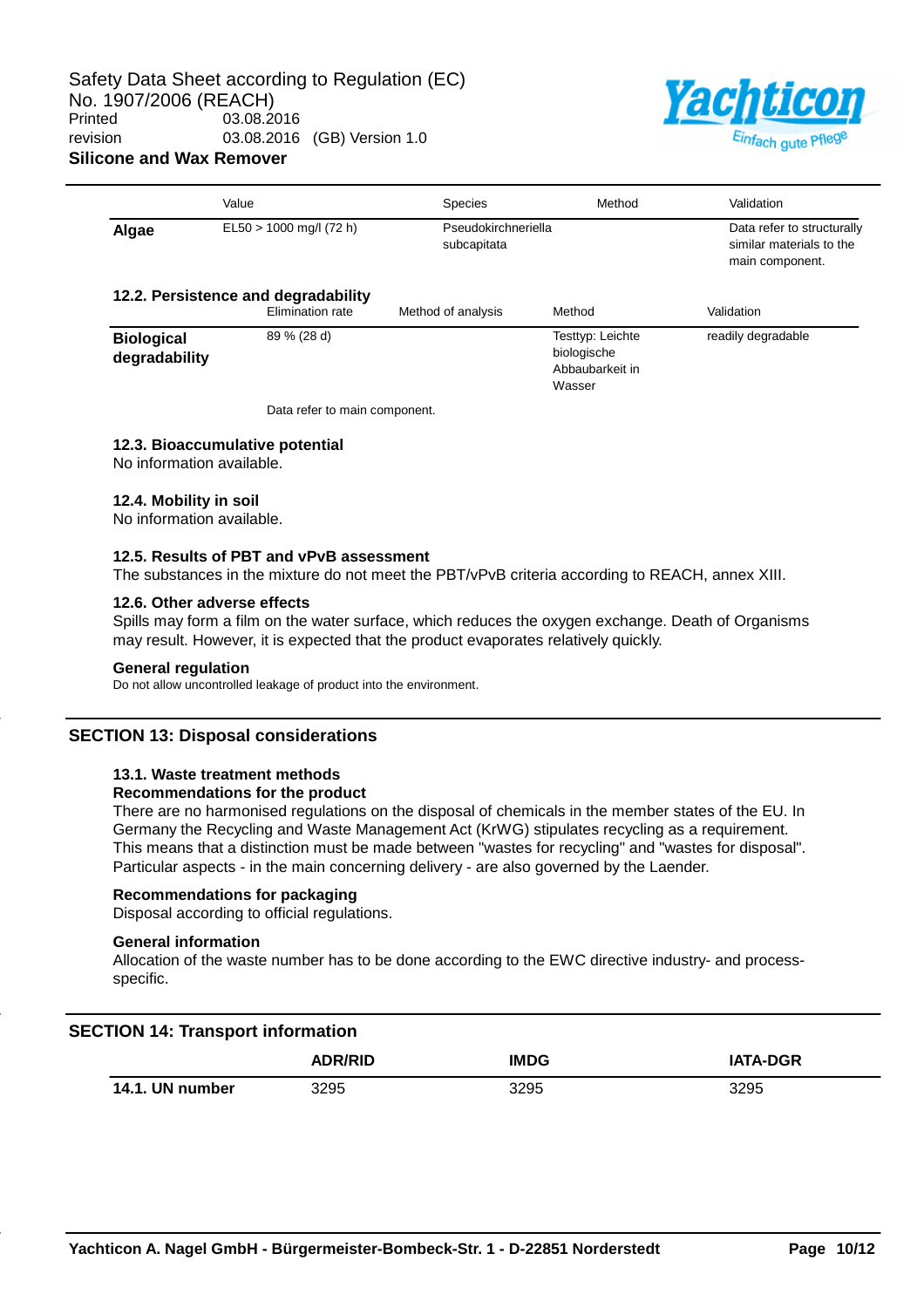| | Value | Species | Method | Validation |
|---|---|---|---|---|
| **Algae** | EL50 > 1000 mg/l (72 h) | Pseudokirchneriella subcapitata | | Data refer to structurally similar materials to the main component. |

### 12.2. Persistence and degradability

| | Elimination rate | Method of analysis | Method | Validation |
|---|---|---|---|---|
| **Biological degradability** | 89 % (28 d) | | Testtyp: Leichte biologische Abbaubarkeit in Wasser | readily degradable |

Data refer to main component.

### 12.3. Bioaccumulative potential

No information available.

### 12.4. Mobility in soil

No information available.

### 12.5. Results of PBT and vPvB assessment

The substances in the mixture do not meet the PBT/vPvB criteria according to REACH, annex XIII.

### 12.6. Other adverse effects

Spills may form a film on the water surface, which reduces the oxygen exchange. Death of Organisms may result. However, it is expected that the product evaporates relatively quickly.

**General regulation**

Do not allow uncontrolled leakage of product into the environment.

## SECTION 13: Disposal considerations

### 13.1. Waste treatment methods

**Recommendations for the product**

There are no harmonised regulations on the disposal of chemicals in the member states of the EU. In Germany the Recycling and Waste Management Act (KrWG) stipulates recycling as a requirement. This means that a distinction must be made between "wastes for recycling" and "wastes for disposal". Particular aspects - in the main concerning delivery - are also governed by the Laender.

**Recommendations for packaging**

Disposal according to official regulations.

**General information**

Allocation of the waste number has to be done according to the EWC directive industry- and process-specific.

## SECTION 14: Transport information

| | ADR/RID | IMDG | IATA-DGR |
|---|---|---|---|
| **14.1. UN number** | 3295 | 3295 | 3295 |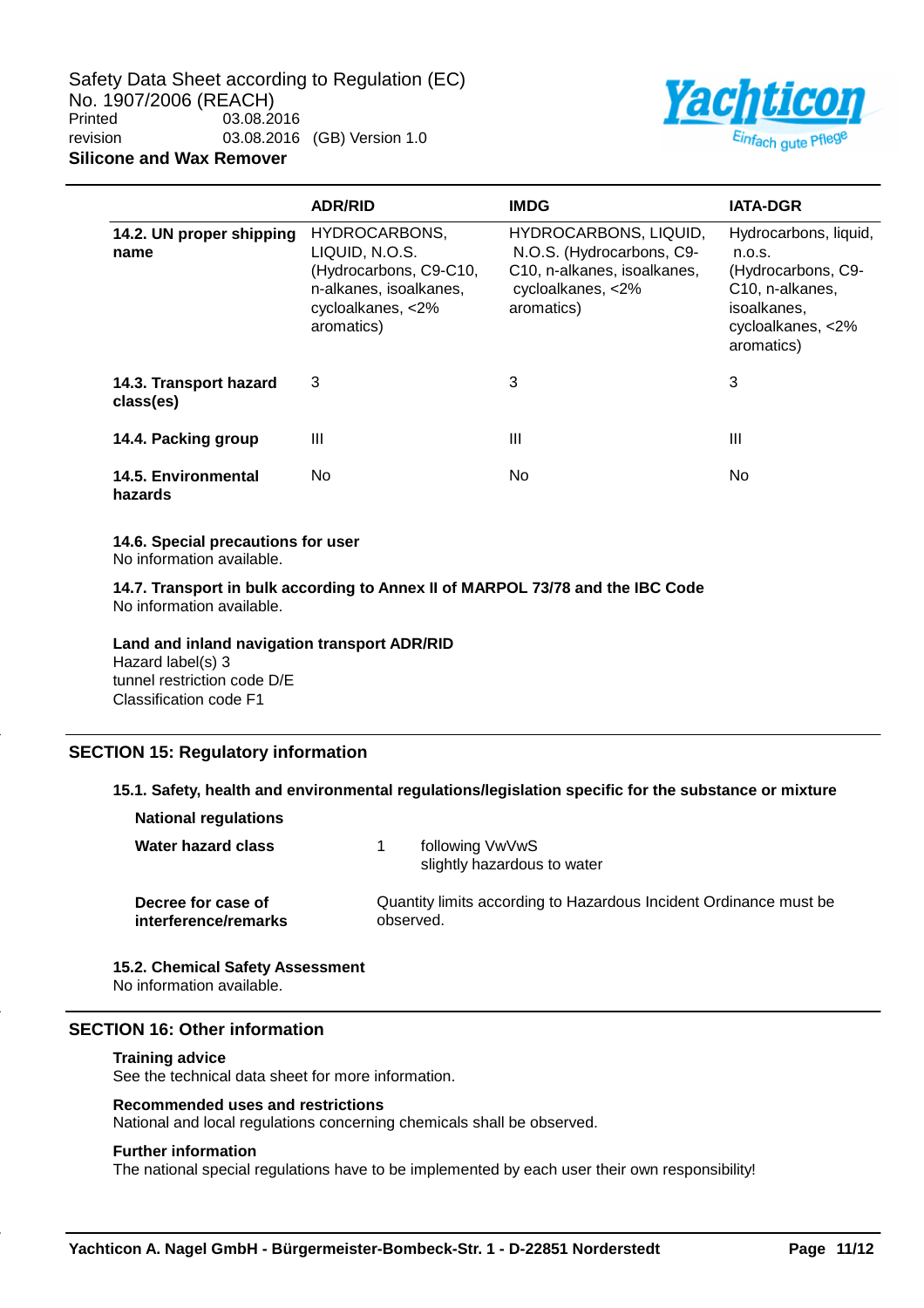| | ADR/RID | IMDG | IATA-DGR |
|---|---|---|---|
| **14.2. UN proper shipping name** | HYDROCARBONS, LIQUID, N.O.S. (Hydrocarbons, C9-C10, n-alkanes, isoalkanes, cycloalkanes, <2% aromatics) | HYDROCARBONS, LIQUID, N.O.S. (Hydrocarbons, C9-C10, n-alkanes, isoalkanes, cycloalkanes, <2% aromatics) | Hydrocarbons, liquid, n.o.s. (Hydrocarbons, C9-C10, n-alkanes, isoalkanes, cycloalkanes, <2% aromatics) |
| **14.3. Transport hazard class(es)** | 3 | 3 | 3 |
| **14.4. Packing group** | III | III | III |
| **14.5. Environmental hazards** | No | No | No |

**14.6. Special precautions for user**
No information available.

**14.7. Transport in bulk according to Annex II of MARPOL 73/78 and the IBC Code**
No information available.

**Land and inland navigation transport ADR/RID**
Hazard label(s) 3
tunnel restriction code D/E
Classification code F1

## SECTION 15: Regulatory information

**15.1. Safety, health and environmental regulations/legislation specific for the substance or mixture**

**National regulations**

| | | |
|---|---|---|
| **Water hazard class** | 1 | following VwVwS<br>slightly hazardous to water |
| **Decree for case of interference/remarks** | Quantity limits according to Hazardous Incident Ordinance must be observed. | |

**15.2. Chemical Safety Assessment**
No information available.

## SECTION 16: Other information

**Training advice**
See the technical data sheet for more information.

**Recommended uses and restrictions**
National and local regulations concerning chemicals shall be observed.

**Further information**
The national special regulations have to be implemented by each user their own responsibility!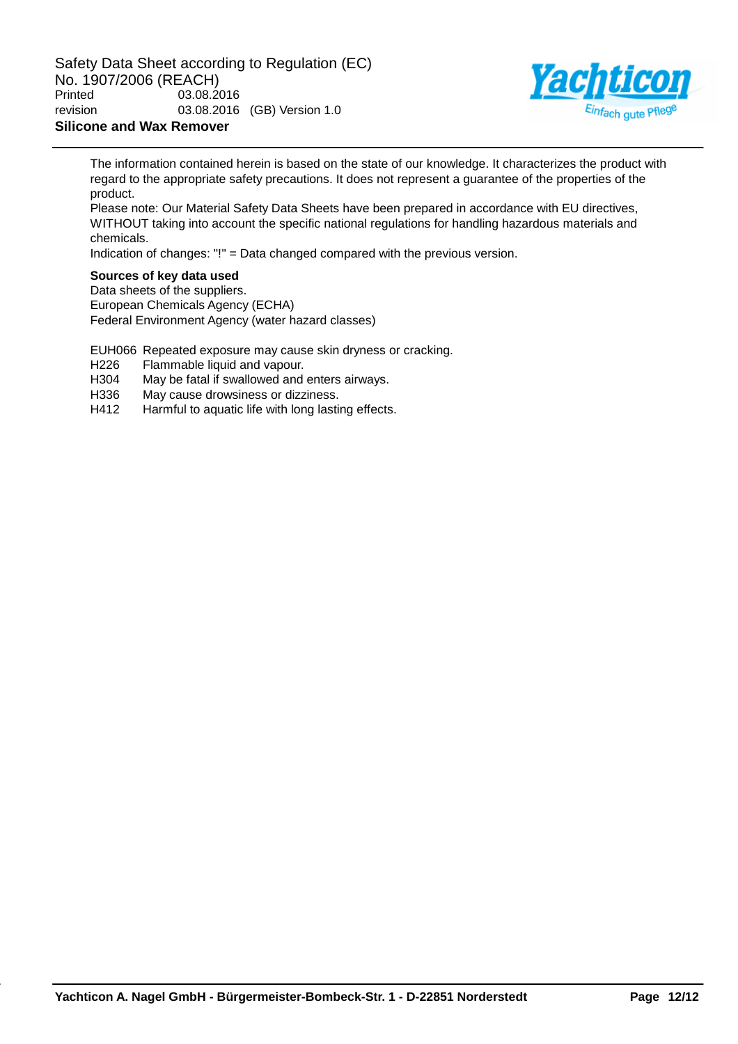The information contained herein is based on the state of our knowledge. It characterizes the product with regard to the appropriate safety precautions. It does not represent a guarantee of the properties of the product.
Please note: Our Material Safety Data Sheets have been prepared in accordance with EU directives, WITHOUT taking into account the specific national regulations for handling hazardous materials and chemicals.
Indication of changes: "!" = Data changed compared with the previous version.

**Sources of key data used**
Data sheets of the suppliers.
European Chemicals Agency (ECHA)
Federal Environment Agency (water hazard classes)

| | |
|---|---|
| EUH066 | Repeated exposure may cause skin dryness or cracking. |
| H226 | Flammable liquid and vapour. |
| H304 | May be fatal if swallowed and enters airways. |
| H336 | May cause drowsiness or dizziness. |
| H412 | Harmful to aquatic life with long lasting effects. |